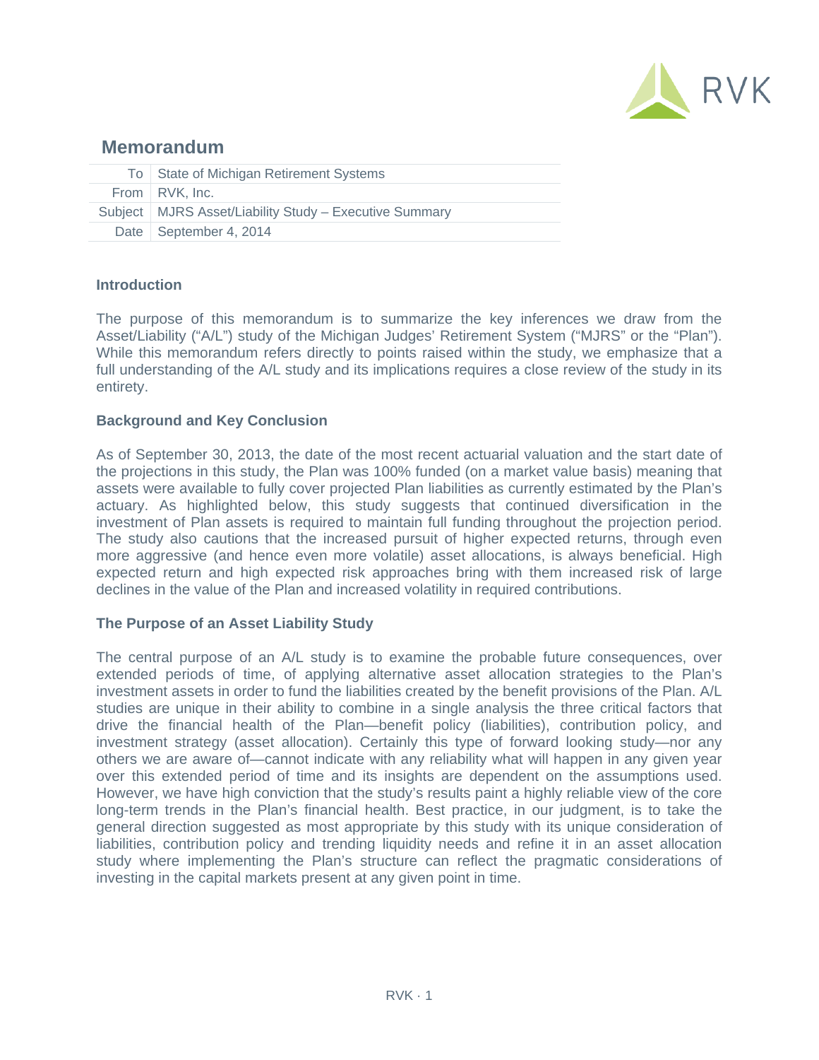RVK

# Memorandum

| | |
|---|---|
| To | State of Michigan Retirement Systems |
| From | RVK, Inc. |
| Subject | MJRS Asset/Liability Study – Executive Summary |
| Date | September 4, 2014 |

### Introduction

The purpose of this memorandum is to summarize the key inferences we draw from the Asset/Liability ("A/L") study of the Michigan Judges' Retirement System ("MJRS" or the "Plan"). While this memorandum refers directly to points raised within the study, we emphasize that a full understanding of the A/L study and its implications requires a close review of the study in its entirety.

### Background and Key Conclusion

As of September 30, 2013, the date of the most recent actuarial valuation and the start date of the projections in this study, the Plan was 100% funded (on a market value basis) meaning that assets were available to fully cover projected Plan liabilities as currently estimated by the Plan's actuary. As highlighted below, this study suggests that continued diversification in the investment of Plan assets is required to maintain full funding throughout the projection period. The study also cautions that the increased pursuit of higher expected returns, through even more aggressive (and hence even more volatile) asset allocations, is always beneficial. High expected return and high expected risk approaches bring with them increased risk of large declines in the value of the Plan and increased volatility in required contributions.

### The Purpose of an Asset Liability Study

The central purpose of an A/L study is to examine the probable future consequences, over extended periods of time, of applying alternative asset allocation strategies to the Plan's investment assets in order to fund the liabilities created by the benefit provisions of the Plan. A/L studies are unique in their ability to combine in a single analysis the three critical factors that drive the financial health of the Plan—benefit policy (liabilities), contribution policy, and investment strategy (asset allocation). Certainly this type of forward looking study—nor any others we are aware of—cannot indicate with any reliability what will happen in any given year over this extended period of time and its insights are dependent on the assumptions used. However, we have high conviction that the study's results paint a highly reliable view of the core long-term trends in the Plan's financial health. Best practice, in our judgment, is to take the general direction suggested as most appropriate by this study with its unique consideration of liabilities, contribution policy and trending liquidity needs and refine it in an asset allocation study where implementing the Plan's structure can reflect the pragmatic considerations of investing in the capital markets present at any given point in time.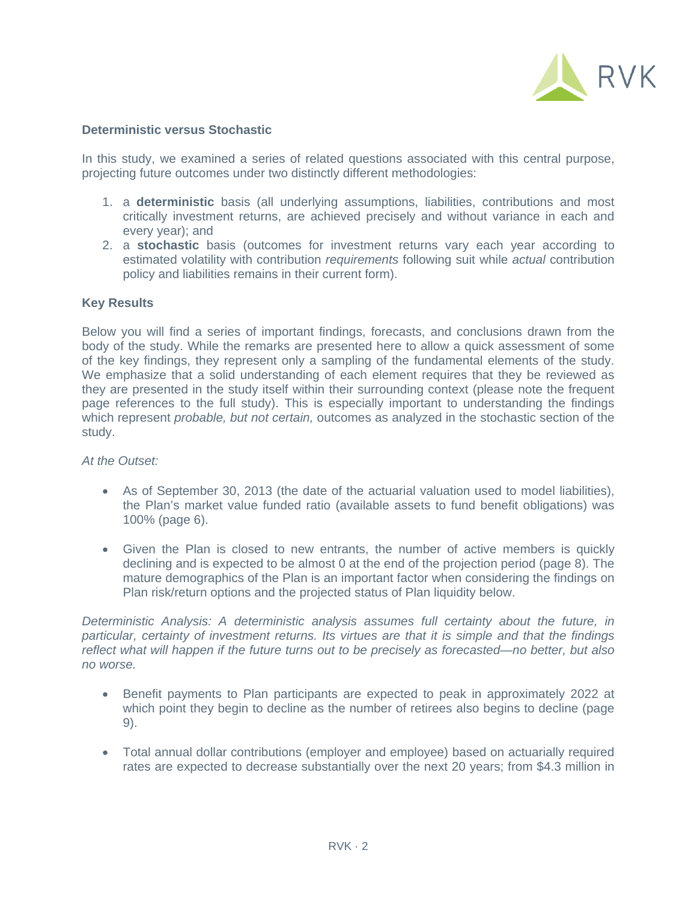**Deterministic versus Stochastic**

In this study, we examined a series of related questions associated with this central purpose, projecting future outcomes under two distinctly different methodologies:

1. a **deterministic** basis (all underlying assumptions, liabilities, contributions and most critically investment returns, are achieved precisely and without variance in each and every year); and
2. a **stochastic** basis (outcomes for investment returns vary each year according to estimated volatility with contribution *requirements* following suit while *actual* contribution policy and liabilities remains in their current form).

**Key Results**

Below you will find a series of important findings, forecasts, and conclusions drawn from the body of the study. While the remarks are presented here to allow a quick assessment of some of the key findings, they represent only a sampling of the fundamental elements of the study. We emphasize that a solid understanding of each element requires that they be reviewed as they are presented in the study itself within their surrounding context (please note the frequent page references to the full study). This is especially important to understanding the findings which represent *probable, but not certain,* outcomes as analyzed in the stochastic section of the study.

*At the Outset:*

- As of September 30, 2013 (the date of the actuarial valuation used to model liabilities), the Plan's market value funded ratio (available assets to fund benefit obligations) was 100% (page 6).

- Given the Plan is closed to new entrants, the number of active members is quickly declining and is expected to be almost 0 at the end of the projection period (page 8). The mature demographics of the Plan is an important factor when considering the findings on Plan risk/return options and the projected status of Plan liquidity below.

*Deterministic Analysis: A deterministic analysis assumes full certainty about the future, in particular, certainty of investment returns. Its virtues are that it is simple and that the findings reflect what will happen if the future turns out to be precisely as forecasted—no better, but also no worse.*

- Benefit payments to Plan participants are expected to peak in approximately 2022 at which point they begin to decline as the number of retirees also begins to decline (page 9).

- Total annual dollar contributions (employer and employee) based on actuarially required rates are expected to decrease substantially over the next 20 years; from $4.3 million in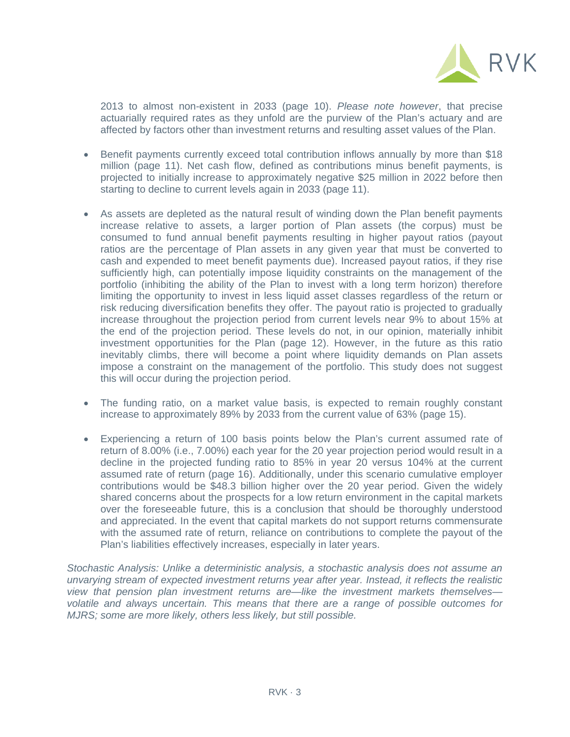2013 to almost non-existent in 2033 (page 10). *Please note however*, that precise actuarially required rates as they unfold are the purview of the Plan's actuary and are affected by factors other than investment returns and resulting asset values of the Plan.

- Benefit payments currently exceed total contribution inflows annually by more than $18 million (page 11). Net cash flow, defined as contributions minus benefit payments, is projected to initially increase to approximately negative $25 million in 2022 before then starting to decline to current levels again in 2033 (page 11).

- As assets are depleted as the natural result of winding down the Plan benefit payments increase relative to assets, a larger portion of Plan assets (the corpus) must be consumed to fund annual benefit payments resulting in higher payout ratios (payout ratios are the percentage of Plan assets in any given year that must be converted to cash and expended to meet benefit payments due). Increased payout ratios, if they rise sufficiently high, can potentially impose liquidity constraints on the management of the portfolio (inhibiting the ability of the Plan to invest with a long term horizon) therefore limiting the opportunity to invest in less liquid asset classes regardless of the return or risk reducing diversification benefits they offer. The payout ratio is projected to gradually increase throughout the projection period from current levels near 9% to about 15% at the end of the projection period. These levels do not, in our opinion, materially inhibit investment opportunities for the Plan (page 12). However, in the future as this ratio inevitably climbs, there will become a point where liquidity demands on Plan assets impose a constraint on the management of the portfolio. This study does not suggest this will occur during the projection period.

- The funding ratio, on a market value basis, is expected to remain roughly constant increase to approximately 89% by 2033 from the current value of 63% (page 15).

- Experiencing a return of 100 basis points below the Plan's current assumed rate of return of 8.00% (i.e., 7.00%) each year for the 20 year projection period would result in a decline in the projected funding ratio to 85% in year 20 versus 104% at the current assumed rate of return (page 16). Additionally, under this scenario cumulative employer contributions would be $48.3 billion higher over the 20 year period. Given the widely shared concerns about the prospects for a low return environment in the capital markets over the foreseeable future, this is a conclusion that should be thoroughly understood and appreciated. In the event that capital markets do not support returns commensurate with the assumed rate of return, reliance on contributions to complete the payout of the Plan's liabilities effectively increases, especially in later years.

*Stochastic Analysis: Unlike a deterministic analysis, a stochastic analysis does not assume an unvarying stream of expected investment returns year after year. Instead, it reflects the realistic view that pension plan investment returns are—like the investment markets themselves—volatile and always uncertain. This means that there are a range of possible outcomes for MJRS; some are more likely, others less likely, but still possible.*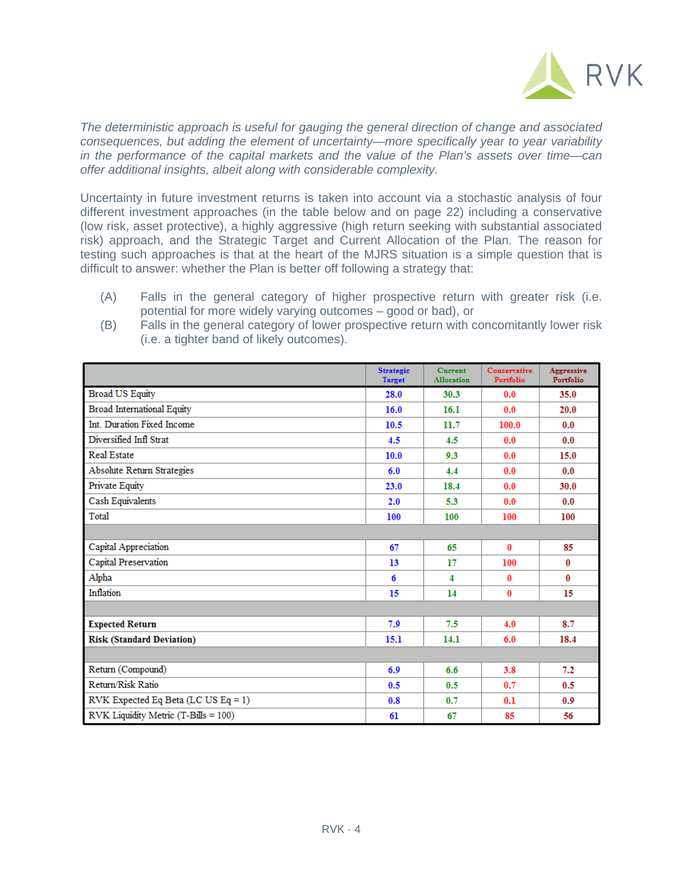*The deterministic approach is useful for gauging the general direction of change and associated consequences, but adding the element of uncertainty—more specifically year to year variability in the performance of the capital markets and the value of the Plan's assets over time—can offer additional insights, albeit along with considerable complexity.*

Uncertainty in future investment returns is taken into account via a stochastic analysis of four different investment approaches (in the table below and on page 22) including a conservative (low risk, asset protective), a highly aggressive (high return seeking with substantial associated risk) approach, and the Strategic Target and Current Allocation of the Plan. The reason for testing such approaches is that at the heart of the MJRS situation is a simple question that is difficult to answer: whether the Plan is better off following a strategy that:

(A) Falls in the general category of higher prospective return with greater risk (i.e. potential for more widely varying outcomes – good or bad), or

(B) Falls in the general category of lower prospective return with concomitantly lower risk (i.e. a tighter band of likely outcomes).

| | Strategic Target | Current Allocation | Conservative Portfolio | Aggressive Portfolio |
|---|---|---|---|---|
| Broad US Equity | 28.0 | 30.3 | 0.0 | 35.0 |
| Broad International Equity | 16.0 | 16.1 | 0.0 | 20.0 |
| Int. Duration Fixed Income | 10.5 | 11.7 | 100.0 | 0.0 |
| Diversified Infl Strat | 4.5 | 4.5 | 0.0 | 0.0 |
| Real Estate | 10.0 | 9.3 | 0.0 | 15.0 |
| Absolute Return Strategies | 6.0 | 4.4 | 0.0 | 0.0 |
| Private Equity | 23.0 | 18.4 | 0.0 | 30.0 |
| Cash Equivalents | 2.0 | 5.3 | 0.0 | 0.0 |
| Total | 100 | 100 | 100 | 100 |
| | | | | |
| Capital Appreciation | 67 | 65 | 0 | 85 |
| Capital Preservation | 13 | 17 | 100 | 0 |
| Alpha | 6 | 4 | 0 | 0 |
| Inflation | 15 | 14 | 0 | 15 |
| | | | | |
| **Expected Return** | 7.9 | 7.5 | 4.0 | 8.7 |
| **Risk (Standard Deviation)** | 15.1 | 14.1 | 6.0 | 18.4 |
| | | | | |
| Return (Compound) | 6.9 | 6.6 | 3.8 | 7.2 |
| Return/Risk Ratio | 0.5 | 0.5 | 0.7 | 0.5 |
| RVK Expected Eq Beta (LC US Eq = 1) | 0.8 | 0.7 | 0.1 | 0.9 |
| RVK Liquidity Metric (T-Bills = 100) | 61 | 67 | 85 | 56 |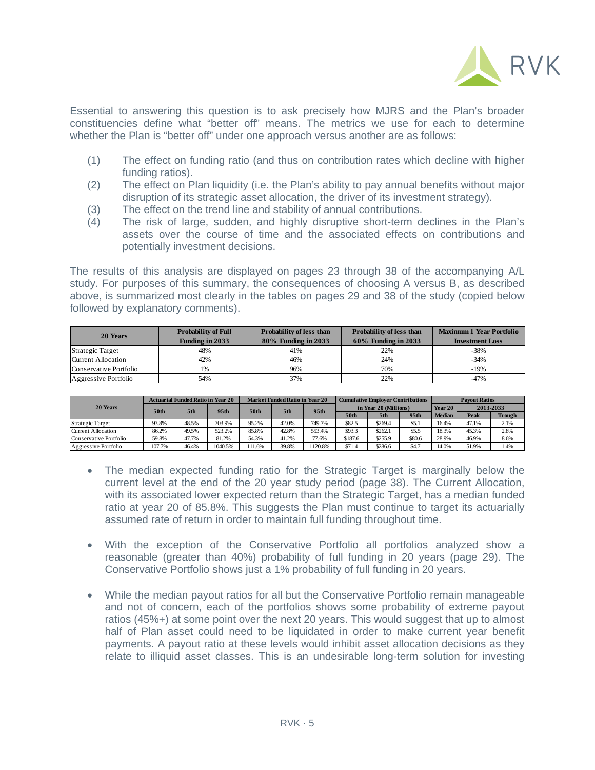Essential to answering this question is to ask precisely how MJRS and the Plan's broader constituencies define what "better off" means. The metrics we use for each to determine whether the Plan is "better off" under one approach versus another are as follows:

(1) The effect on funding ratio (and thus on contribution rates which decline with higher funding ratios).
(2) The effect on Plan liquidity (i.e. the Plan's ability to pay annual benefits without major disruption of its strategic asset allocation, the driver of its investment strategy).
(3) The effect on the trend line and stability of annual contributions.
(4) The risk of large, sudden, and highly disruptive short-term declines in the Plan's assets over the course of time and the associated effects on contributions and potentially investment decisions.

The results of this analysis are displayed on pages 23 through 38 of the accompanying A/L study. For purposes of this summary, the consequences of choosing A versus B, as described above, is summarized most clearly in the tables on pages 29 and 38 of the study (copied below followed by explanatory comments).

| 20 Years | Probability of Full Funding in 2033 | Probability of less than 80% Funding in 2033 | Probability of less than 60% Funding in 2033 | Maximum 1 Year Portfolio Investment Loss |
|---|---|---|---|---|
| Strategic Target | 48% | 41% | 22% | -38% |
| Current Allocation | 42% | 46% | 24% | -34% |
| Conservative Portfolio | 1% | 96% | 70% | -19% |
| Aggressive Portfolio | 54% | 37% | 22% | -47% |

| 20 Years | Actuarial Funded Ratio in Year 20 | | | Market Funded Ratio in Year 20 | | | Cumulative Employer Contributions in Year 20 (Millions) | | | Payout Ratios | | |
|---|---|---|---|---|---|---|---|---|---|---|---|---|
| | | | | | | | | | | Year 20 | 2013-2033 | |
| | 50th | 5th | 95th | 50th | 5th | 95th | 50th | 5th | 95th | Median | Peak | Trough |
| Strategic Target | 93.8% | 48.5% | 703.9% | 95.2% | 42.0% | 749.7% | $82.5 | $269.4 | $5.1 | 16.4% | 47.1% | 2.1% |
| Current Allocation | 86.2% | 49.5% | 523.2% | 85.8% | 42.8% | 553.4% | $93.3 | $262.1 | $5.5 | 18.3% | 45.3% | 2.8% |
| Conservative Portfolio | 59.8% | 47.7% | 81.2% | 54.3% | 41.2% | 77.6% | $187.6 | $255.9 | $80.6 | 28.9% | 46.9% | 8.6% |
| Aggressive Portfolio | 107.7% | 46.4% | 1040.5% | 111.6% | 39.8% | 1120.8% | $71.4 | $286.6 | $4.7 | 14.0% | 51.9% | 1.4% |

- The median expected funding ratio for the Strategic Target is marginally below the current level at the end of the 20 year study period (page 38). The Current Allocation, with its associated lower expected return than the Strategic Target, has a median funded ratio at year 20 of 85.8%. This suggests the Plan must continue to target its actuarially assumed rate of return in order to maintain full funding throughout time.

- With the exception of the Conservative Portfolio all portfolios analyzed show a reasonable (greater than 40%) probability of full funding in 20 years (page 29). The Conservative Portfolio shows just a 1% probability of full funding in 20 years.

- While the median payout ratios for all but the Conservative Portfolio remain manageable and not of concern, each of the portfolios shows some probability of extreme payout ratios (45%+) at some point over the next 20 years. This would suggest that up to almost half of Plan asset could need to be liquidated in order to make current year benefit payments. A payout ratio at these levels would inhibit asset allocation decisions as they relate to illiquid asset classes. This is an undesirable long-term solution for investing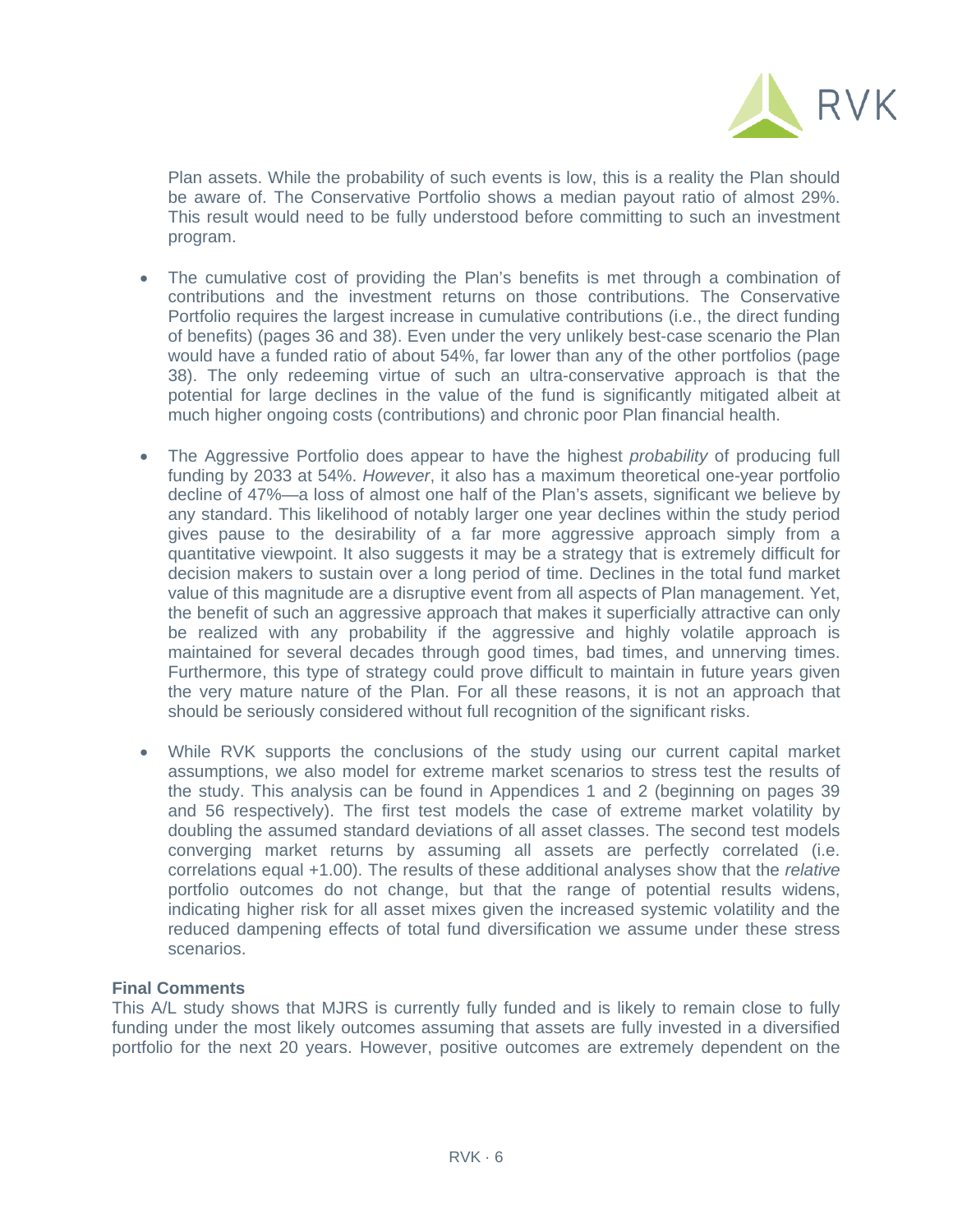Plan assets. While the probability of such events is low, this is a reality the Plan should be aware of. The Conservative Portfolio shows a median payout ratio of almost 29%. This result would need to be fully understood before committing to such an investment program.

- The cumulative cost of providing the Plan's benefits is met through a combination of contributions and the investment returns on those contributions. The Conservative Portfolio requires the largest increase in cumulative contributions (i.e., the direct funding of benefits) (pages 36 and 38). Even under the very unlikely best-case scenario the Plan would have a funded ratio of about 54%, far lower than any of the other portfolios (page 38). The only redeeming virtue of such an ultra-conservative approach is that the potential for large declines in the value of the fund is significantly mitigated albeit at much higher ongoing costs (contributions) and chronic poor Plan financial health.

- The Aggressive Portfolio does appear to have the highest *probability* of producing full funding by 2033 at 54%. *However*, it also has a maximum theoretical one-year portfolio decline of 47%—a loss of almost one half of the Plan's assets, significant we believe by any standard. This likelihood of notably larger one year declines within the study period gives pause to the desirability of a far more aggressive approach simply from a quantitative viewpoint. It also suggests it may be a strategy that is extremely difficult for decision makers to sustain over a long period of time. Declines in the total fund market value of this magnitude are a disruptive event from all aspects of Plan management. Yet, the benefit of such an aggressive approach that makes it superficially attractive can only be realized with any probability if the aggressive and highly volatile approach is maintained for several decades through good times, bad times, and unnerving times. Furthermore, this type of strategy could prove difficult to maintain in future years given the very mature nature of the Plan. For all these reasons, it is not an approach that should be seriously considered without full recognition of the significant risks.

- While RVK supports the conclusions of the study using our current capital market assumptions, we also model for extreme market scenarios to stress test the results of the study. This analysis can be found in Appendices 1 and 2 (beginning on pages 39 and 56 respectively). The first test models the case of extreme market volatility by doubling the assumed standard deviations of all asset classes. The second test models converging market returns by assuming all assets are perfectly correlated (i.e. correlations equal +1.00). The results of these additional analyses show that the *relative* portfolio outcomes do not change, but that the range of potential results widens, indicating higher risk for all asset mixes given the increased systemic volatility and the reduced dampening effects of total fund diversification we assume under these stress scenarios.

**Final Comments**

This A/L study shows that MJRS is currently fully funded and is likely to remain close to fully funding under the most likely outcomes assuming that assets are fully invested in a diversified portfolio for the next 20 years. However, positive outcomes are extremely dependent on the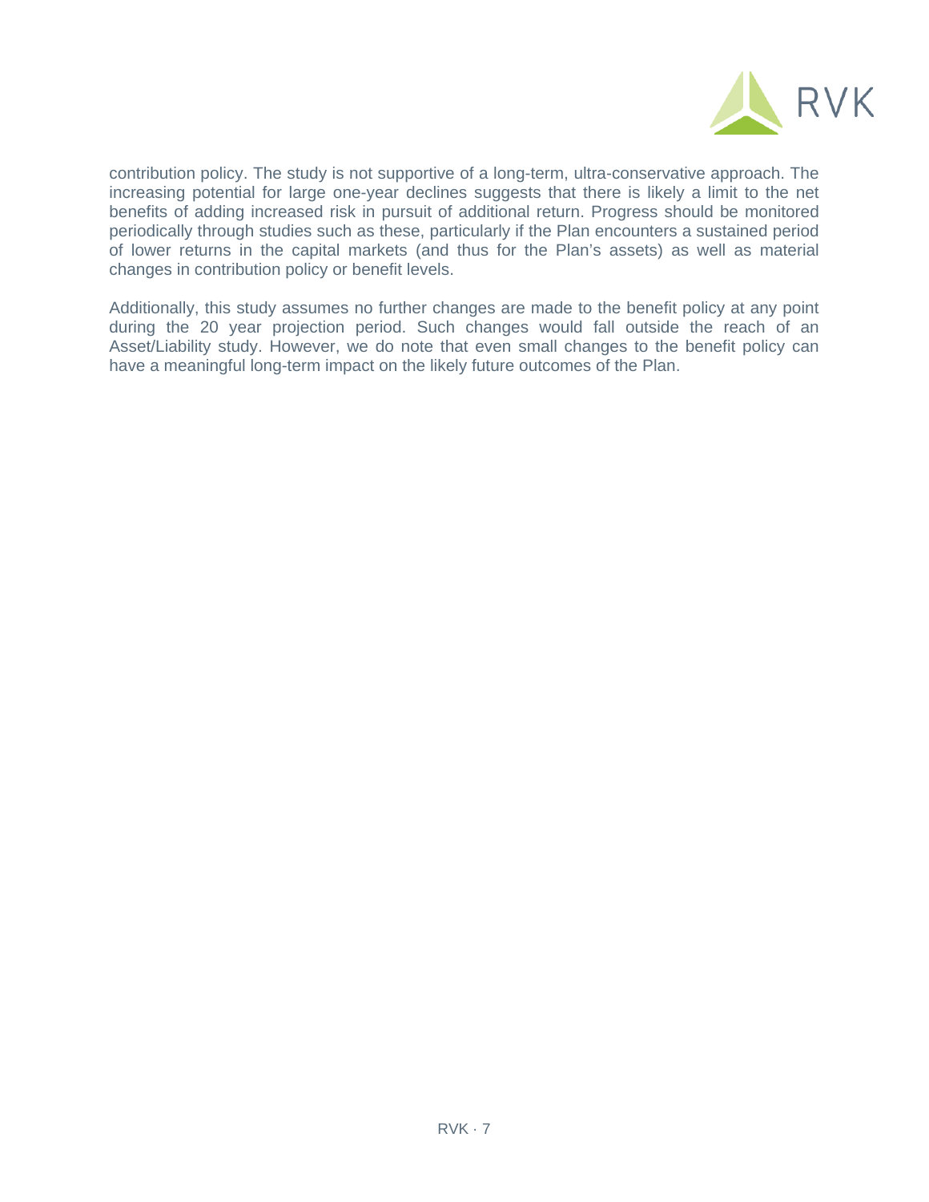contribution policy. The study is not supportive of a long-term, ultra-conservative approach. The increasing potential for large one-year declines suggests that there is likely a limit to the net benefits of adding increased risk in pursuit of additional return. Progress should be monitored periodically through studies such as these, particularly if the Plan encounters a sustained period of lower returns in the capital markets (and thus for the Plan's assets) as well as material changes in contribution policy or benefit levels.

Additionally, this study assumes no further changes are made to the benefit policy at any point during the 20 year projection period. Such changes would fall outside the reach of an Asset/Liability study. However, we do note that even small changes to the benefit policy can have a meaningful long-term impact on the likely future outcomes of the Plan.